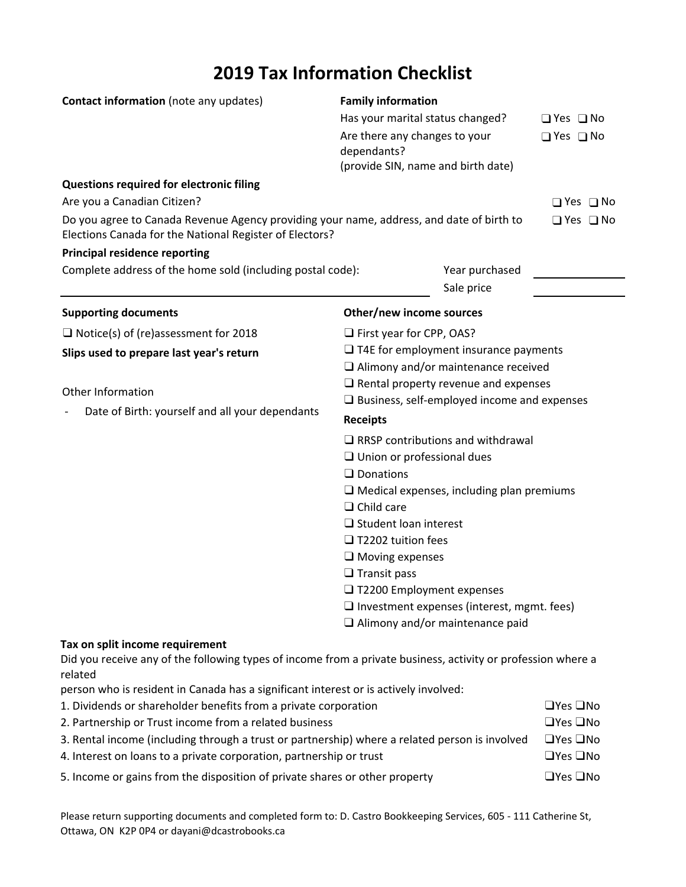# 2019 Tax Information Checklist

**Contact information** (note any updates)

**Family information**

| | |
|---|---|
| Has your marital status changed? | ❑ Yes ❑ No |
| Are there any changes to your dependants? (provide SIN, name and birth date) | ❑ Yes ❑ No |

**Questions required for electronic filing**

| | |
|---|---|
| Are you a Canadian Citizen? | ❑ Yes ❑ No |
| Do you agree to Canada Revenue Agency providing your name, address, and date of birth to Elections Canada for the National Register of Electors? | ❑ Yes ❑ No |

**Principal residence reporting**

Complete address of the home sold (including postal code): ______________________

Year purchased ____________

Sale price ____________

**Supporting documents**

❑ Notice(s) of (re)assessment for 2018

**Slips used to prepare last year's return**

Other Information

- Date of Birth: yourself and all your dependants

**Other/new income sources**

❑ First year for CPP, OAS?
❑ T4E for employment insurance payments
❑ Alimony and/or maintenance received
❑ Rental property revenue and expenses
❑ Business, self-employed income and expenses

**Receipts**

❑ RRSP contributions and withdrawal
❑ Union or professional dues
❑ Donations
❑ Medical expenses, including plan premiums
❑ Child care
❑ Student loan interest
❑ T2202 tuition fees
❑ Moving expenses
❑ Transit pass
❑ T2200 Employment expenses
❑ Investment expenses (interest, mgmt. fees)
❑ Alimony and/or maintenance paid

**Tax on split income requirement**

Did you receive any of the following types of income from a private business, activity or profession where a related
person who is resident in Canada has a significant interest or is actively involved:

| | |
|---|---|
| 1. Dividends or shareholder benefits from a private corporation | ❑Yes ❑No |
| 2. Partnership or Trust income from a related business | ❑Yes ❑No |
| 3. Rental income (including through a trust or partnership) where a related person is involved | ❑Yes ❑No |
| 4. Interest on loans to a private corporation, partnership or trust | ❑Yes ❑No |
| 5. Income or gains from the disposition of private shares or other property | ❑Yes ❑No |

Please return supporting documents and completed form to: D. Castro Bookkeeping Services, 605 - 111 Catherine St, Ottawa, ON K2P 0P4 or dayani@dcastrobooks.ca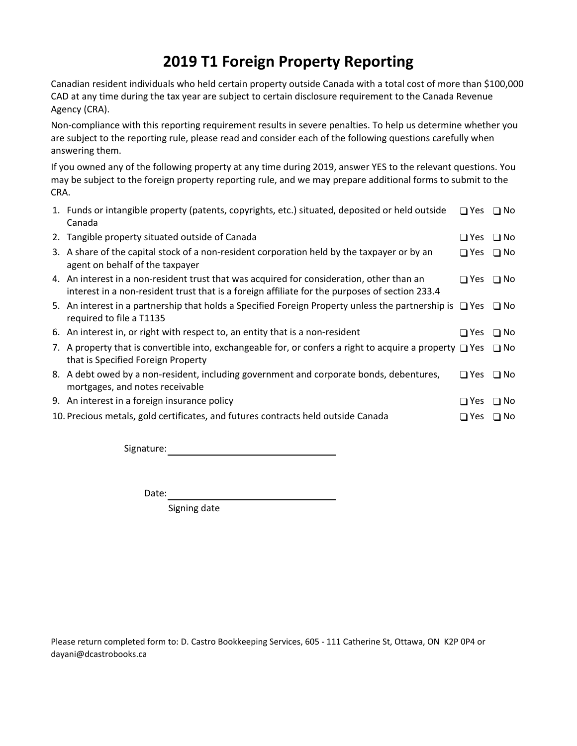# 2019 T1 Foreign Property Reporting

Canadian resident individuals who held certain property outside Canada with a total cost of more than $100,000 CAD at any time during the tax year are subject to certain disclosure requirement to the Canada Revenue Agency (CRA).

Non-compliance with this reporting requirement results in severe penalties. To help us determine whether you are subject to the reporting rule, please read and consider each of the following questions carefully when answering them.

If you owned any of the following property at any time during 2019, answer YES to the relevant questions. You may be subject to the foreign property reporting rule, and we may prepare additional forms to submit to the CRA.

1. Funds or intangible property (patents, copyrights, etc.) situated, deposited or held outside Canada ❑ Yes ❑ No
2. Tangible property situated outside of Canada ❑ Yes ❑ No
3. A share of the capital stock of a non-resident corporation held by the taxpayer or by an agent on behalf of the taxpayer ❑ Yes ❑ No
4. An interest in a non-resident trust that was acquired for consideration, other than an interest in a non-resident trust that is a foreign affiliate for the purposes of section 233.4 ❑ Yes ❑ No
5. An interest in a partnership that holds a Specified Foreign Property unless the partnership is required to file a T1135 ❑ Yes ❑ No
6. An interest in, or right with respect to, an entity that is a non-resident ❑ Yes ❑ No
7. A property that is convertible into, exchangeable for, or confers a right to acquire a property that is Specified Foreign Property ❑ Yes ❑ No
8. A debt owed by a non-resident, including government and corporate bonds, debentures, mortgages, and notes receivable ❑ Yes ❑ No
9. An interest in a foreign insurance policy ❑ Yes ❑ No
10. Precious metals, gold certificates, and futures contracts held outside Canada ❑ Yes ❑ No

Signature: ______________________________

Date: ______________________________
Signing date

Please return completed form to: D. Castro Bookkeeping Services, 605 - 111 Catherine St, Ottawa, ON K2P 0P4 or dayani@dcastrobooks.ca